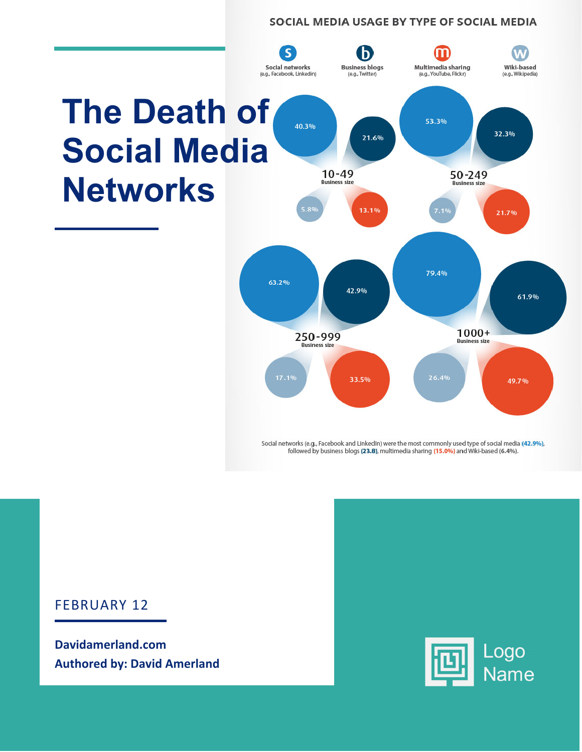# The Death of Social Media Networks

## SOCIAL MEDIA USAGE BY TYPE OF SOCIAL MEDIA

| Business size | Social networks (e.g., Facebook, Linkedin) | Business blogs (e.g., Twitter) | Multimedia sharing (e.g., YouTube, Flickr) | Wiki-based (e.g., Wikipedia) |
| --- | --- | --- | --- | --- |
| 10-49 | 40.3% | 21.6% | 13.1% | 5.8% |
| 50-249 | 53.3% | 32.3% | 21.7% | 7.1% |
| 250-999 | 63.2% | 42.9% | 33.5% | 17.1% |
| 1000+ | 79.4% | 61.9% | 49.7% | 26.4% |

Social networks (e.g., Facebook and LinkedIn) were the most commonly used type of social media (42.9%), followed by business blogs (23.8), multimedia sharing (15.0%) and Wiki-based (6.4%).

FEBRUARY 12

**Davidamerland.com**
**Authored by: David Amerland**

Logo Name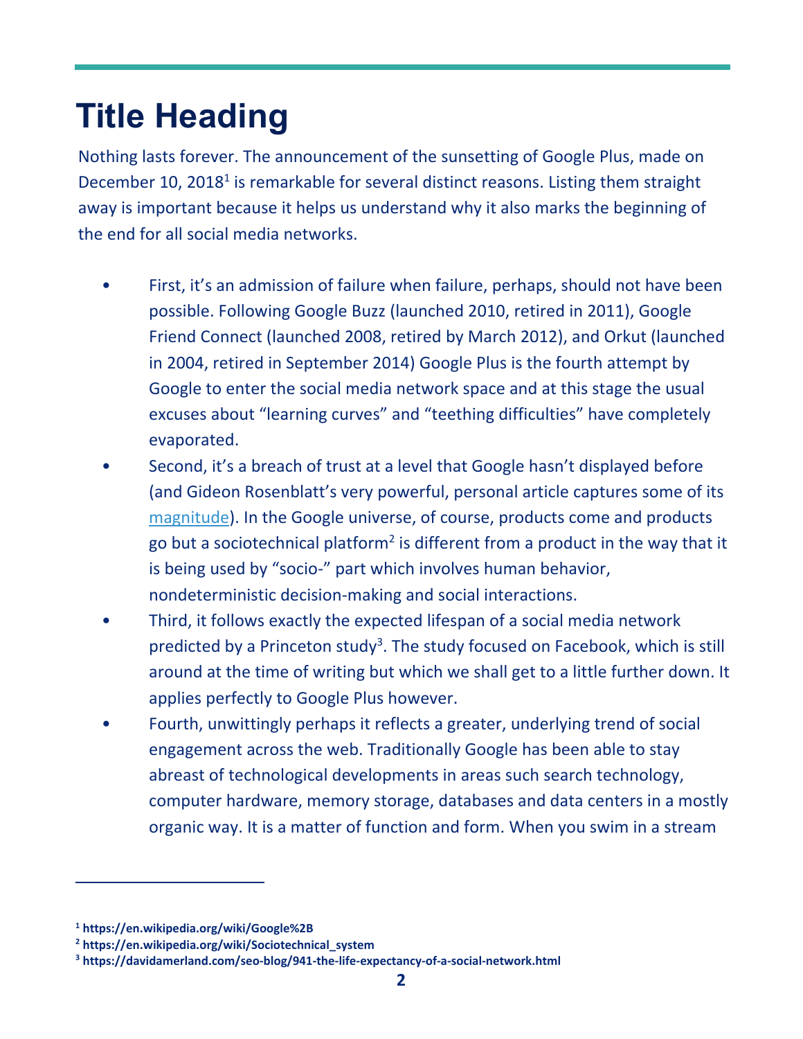# Title Heading

Nothing lasts forever. The announcement of the sunsetting of Google Plus, made on December 10, 2018[1] is remarkable for several distinct reasons. Listing them straight away is important because it helps us understand why it also marks the beginning of the end for all social media networks.

- First, it's an admission of failure when failure, perhaps, should not have been possible. Following Google Buzz (launched 2010, retired in 2011), Google Friend Connect (launched 2008, retired by March 2012), and Orkut (launched in 2004, retired in September 2014) Google Plus is the fourth attempt by Google to enter the social media network space and at this stage the usual excuses about "learning curves" and "teething difficulties" have completely evaporated.
- Second, it's a breach of trust at a level that Google hasn't displayed before (and Gideon Rosenblatt's very powerful, personal article captures some of its magnitude). In the Google universe, of course, products come and products go but a sociotechnical platform[2] is different from a product in the way that it is being used by "socio-" part which involves human behavior, nondeterministic decision-making and social interactions.
- Third, it follows exactly the expected lifespan of a social media network predicted by a Princeton study[3]. The study focused on Facebook, which is still around at the time of writing but which we shall get to a little further down. It applies perfectly to Google Plus however.
- Fourth, unwittingly perhaps it reflects a greater, underlying trend of social engagement across the web. Traditionally Google has been able to stay abreast of technological developments in areas such search technology, computer hardware, memory storage, databases and data centers in a mostly organic way. It is a matter of function and form. When you swim in a stream

---

[1] https://en.wikipedia.org/wiki/Google%2B

[2] https://en.wikipedia.org/wiki/Sociotechnical_system

[3] https://davidamerland.com/seo-blog/941-the-life-expectancy-of-a-social-network.html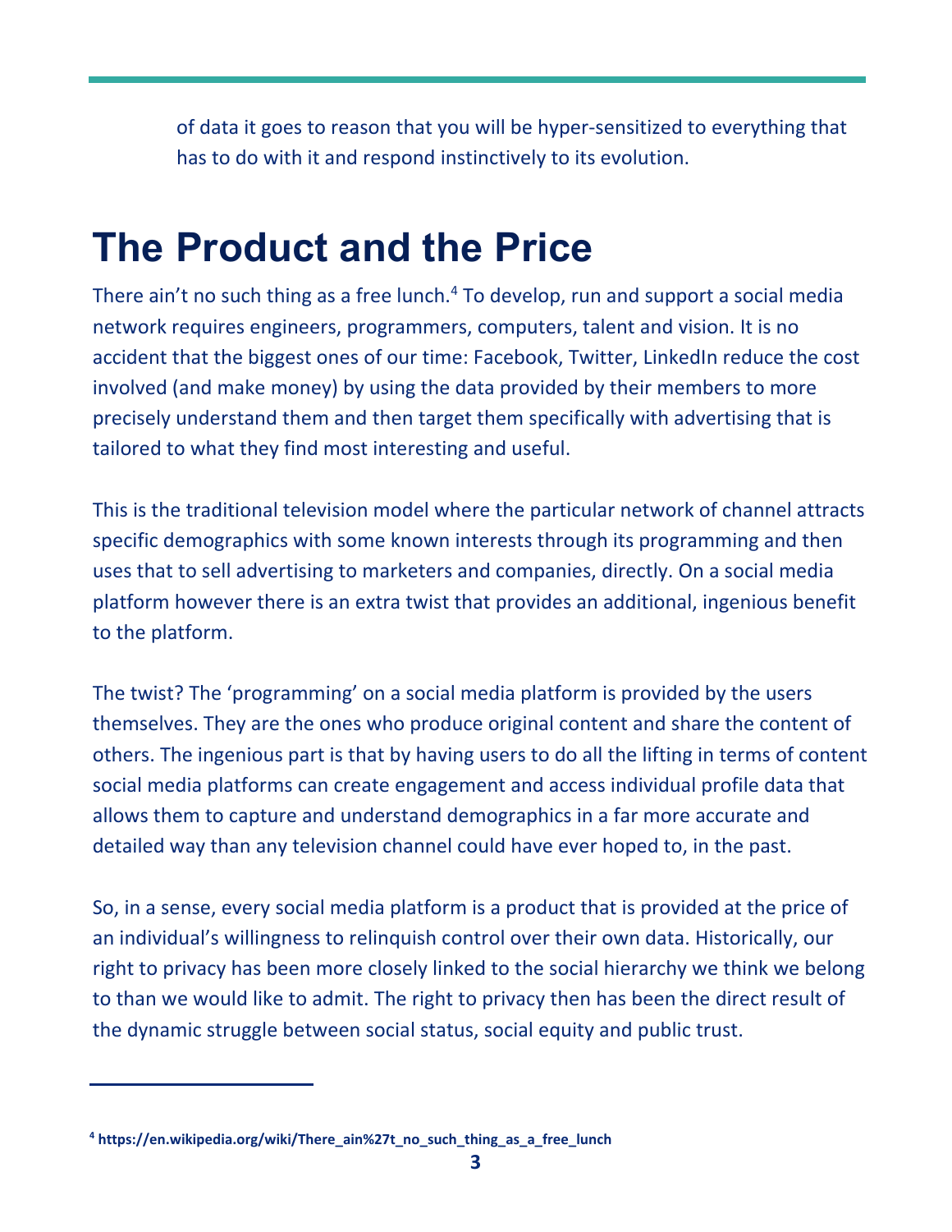of data it goes to reason that you will be hyper-sensitized to everything that has to do with it and respond instinctively to its evolution.

# The Product and the Price

There ain't no such thing as a free lunch.[4] To develop, run and support a social media network requires engineers, programmers, computers, talent and vision. It is no accident that the biggest ones of our time: Facebook, Twitter, LinkedIn reduce the cost involved (and make money) by using the data provided by their members to more precisely understand them and then target them specifically with advertising that is tailored to what they find most interesting and useful.

This is the traditional television model where the particular network of channel attracts specific demographics with some known interests through its programming and then uses that to sell advertising to marketers and companies, directly. On a social media platform however there is an extra twist that provides an additional, ingenious benefit to the platform.

The twist? The 'programming' on a social media platform is provided by the users themselves. They are the ones who produce original content and share the content of others. The ingenious part is that by having users to do all the lifting in terms of content social media platforms can create engagement and access individual profile data that allows them to capture and understand demographics in a far more accurate and detailed way than any television channel could have ever hoped to, in the past.

So, in a sense, every social media platform is a product that is provided at the price of an individual's willingness to relinquish control over their own data. Historically, our right to privacy has been more closely linked to the social hierarchy we think we belong to than we would like to admit. The right to privacy then has been the direct result of the dynamic struggle between social status, social equity and public trust.

---

[4] **https://en.wikipedia.org/wiki/There_ain%27t_no_such_thing_as_a_free_lunch**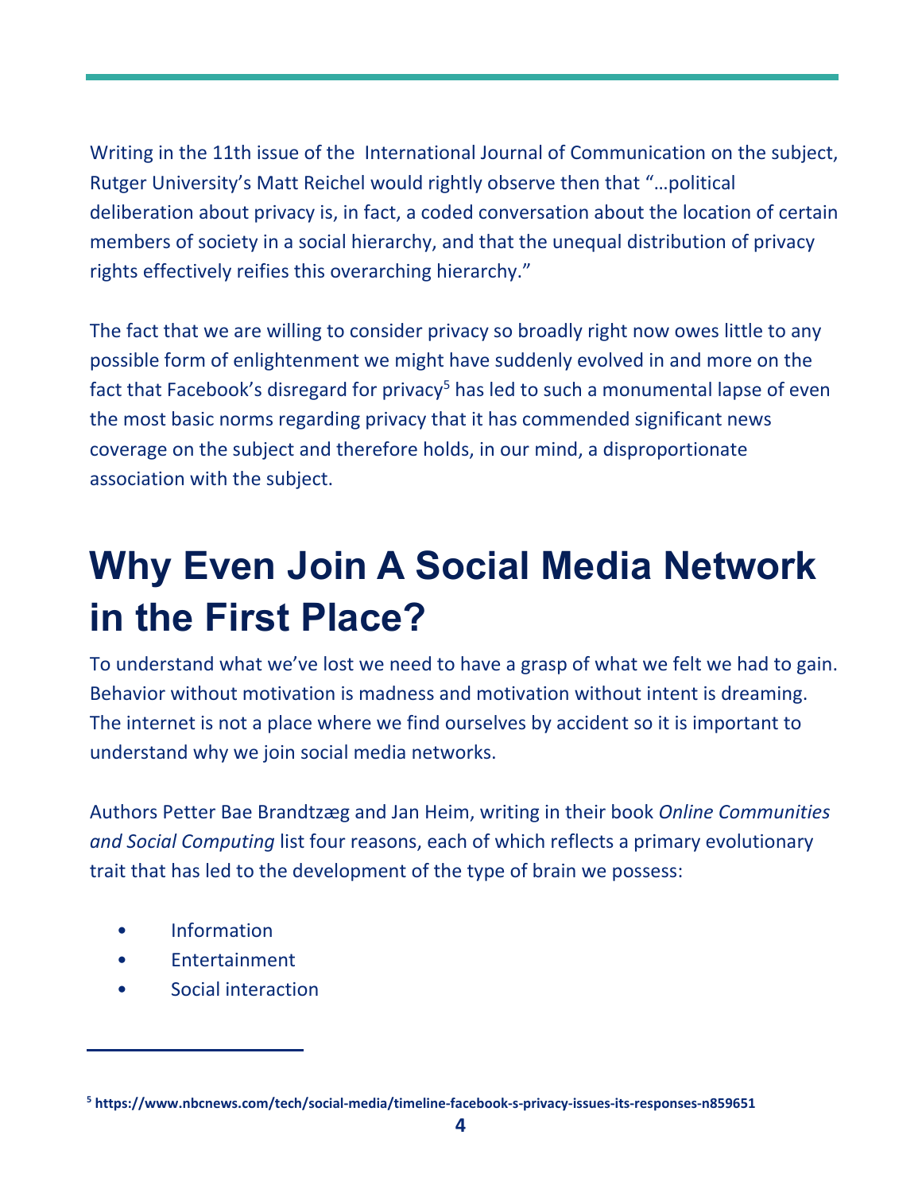Writing in the 11th issue of the International Journal of Communication on the subject, Rutger University's Matt Reichel would rightly observe then that "…political deliberation about privacy is, in fact, a coded conversation about the location of certain members of society in a social hierarchy, and that the unequal distribution of privacy rights effectively reifies this overarching hierarchy."

The fact that we are willing to consider privacy so broadly right now owes little to any possible form of enlightenment we might have suddenly evolved in and more on the fact that Facebook's disregard for privacy[5] has led to such a monumental lapse of even the most basic norms regarding privacy that it has commended significant news coverage on the subject and therefore holds, in our mind, a disproportionate association with the subject.

# Why Even Join A Social Media Network in the First Place?

To understand what we've lost we need to have a grasp of what we felt we had to gain. Behavior without motivation is madness and motivation without intent is dreaming. The internet is not a place where we find ourselves by accident so it is important to understand why we join social media networks.

Authors Petter Bae Brandtzæg and Jan Heim, writing in their book *Online Communities and Social Computing* list four reasons, each of which reflects a primary evolutionary trait that has led to the development of the type of brain we possess:

- Information
- Entertainment
- Social interaction

---

[5] https://www.nbcnews.com/tech/social-media/timeline-facebook-s-privacy-issues-its-responses-n859651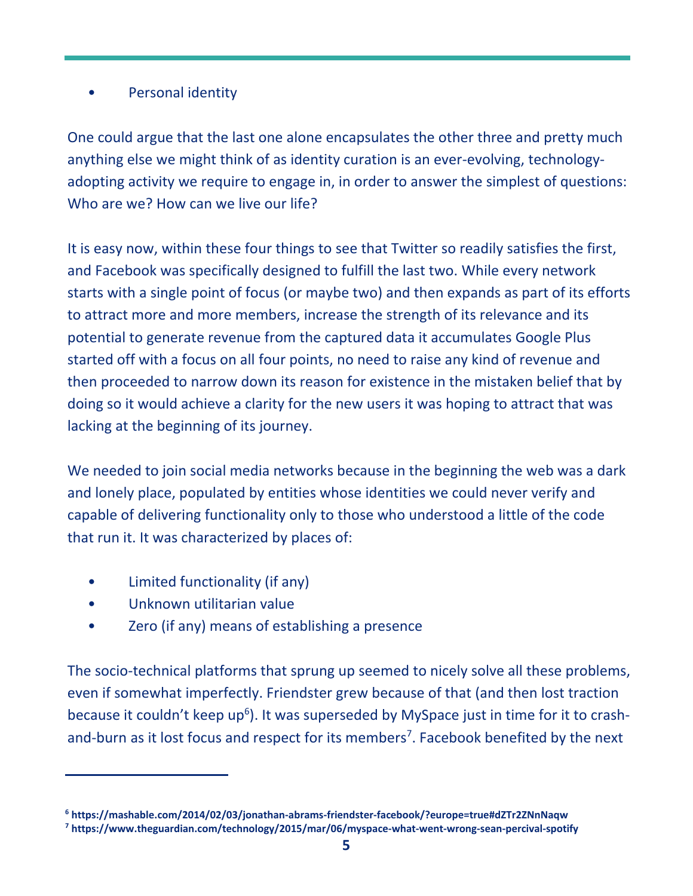- Personal identity

One could argue that the last one alone encapsulates the other three and pretty much anything else we might think of as identity curation is an ever-evolving, technology-adopting activity we require to engage in, in order to answer the simplest of questions: Who are we? How can we live our life?

It is easy now, within these four things to see that Twitter so readily satisfies the first, and Facebook was specifically designed to fulfill the last two. While every network starts with a single point of focus (or maybe two) and then expands as part of its efforts to attract more and more members, increase the strength of its relevance and its potential to generate revenue from the captured data it accumulates Google Plus started off with a focus on all four points, no need to raise any kind of revenue and then proceeded to narrow down its reason for existence in the mistaken belief that by doing so it would achieve a clarity for the new users it was hoping to attract that was lacking at the beginning of its journey.

We needed to join social media networks because in the beginning the web was a dark and lonely place, populated by entities whose identities we could never verify and capable of delivering functionality only to those who understood a little of the code that run it. It was characterized by places of:

- Limited functionality (if any)
- Unknown utilitarian value
- Zero (if any) means of establishing a presence

The socio-technical platforms that sprung up seemed to nicely solve all these problems, even if somewhat imperfectly. Friendster grew because of that (and then lost traction because it couldn't keep up[6]). It was superseded by MySpace just in time for it to crash-and-burn as it lost focus and respect for its members[7]. Facebook benefited by the next

---

[6] **https://mashable.com/2014/02/03/jonathan-abrams-friendster-facebook/?europe=true#dZTr2ZNnNaqw**

[7] **https://www.theguardian.com/technology/2015/mar/06/myspace-what-went-wrong-sean-percival-spotify**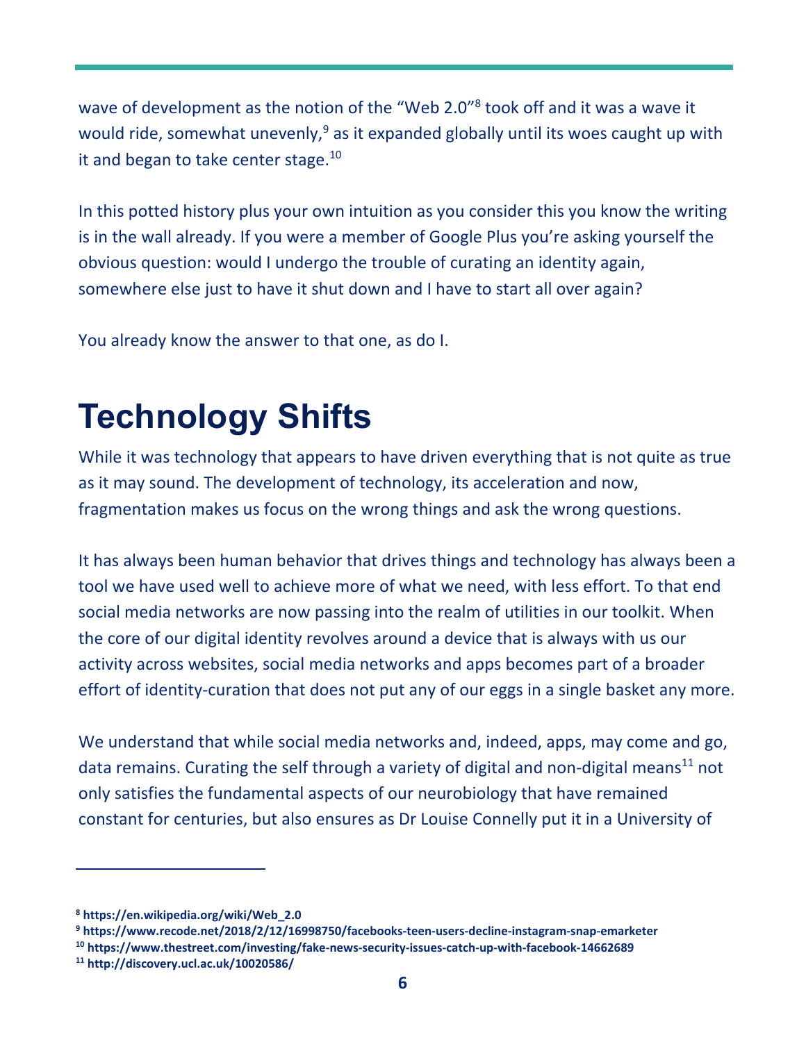wave of development as the notion of the "Web 2.0"[8] took off and it was a wave it would ride, somewhat unevenly,[9] as it expanded globally until its woes caught up with it and began to take center stage.[10]

In this potted history plus your own intuition as you consider this you know the writing is in the wall already. If you were a member of Google Plus you're asking yourself the obvious question: would I undergo the trouble of curating an identity again, somewhere else just to have it shut down and I have to start all over again?

You already know the answer to that one, as do I.

# Technology Shifts

While it was technology that appears to have driven everything that is not quite as true as it may sound. The development of technology, its acceleration and now, fragmentation makes us focus on the wrong things and ask the wrong questions.

It has always been human behavior that drives things and technology has always been a tool we have used well to achieve more of what we need, with less effort. To that end social media networks are now passing into the realm of utilities in our toolkit. When the core of our digital identity revolves around a device that is always with us our activity across websites, social media networks and apps becomes part of a broader effort of identity-curation that does not put any of our eggs in a single basket any more.

We understand that while social media networks and, indeed, apps, may come and go, data remains. Curating the self through a variety of digital and non-digital means[11] not only satisfies the fundamental aspects of our neurobiology that have remained constant for centuries, but also ensures as Dr Louise Connelly put it in a University of

---

[8] **https://en.wikipedia.org/wiki/Web_2.0**
[9] **https://www.recode.net/2018/2/12/16998750/facebooks-teen-users-decline-instagram-snap-emarketer**
[10] **https://www.thestreet.com/investing/fake-news-security-issues-catch-up-with-facebook-14662689**
[11] **http://discovery.ucl.ac.uk/10020586/**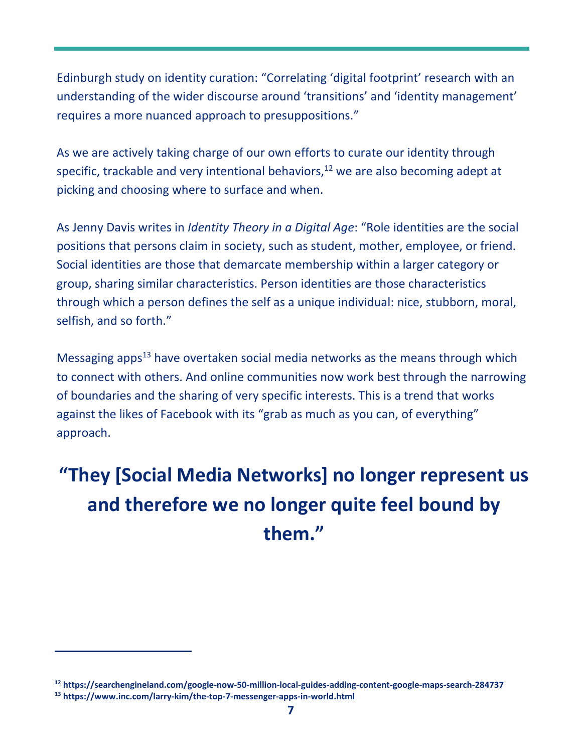Edinburgh study on identity curation: "Correlating 'digital footprint' research with an understanding of the wider discourse around 'transitions' and 'identity management' requires a more nuanced approach to presuppositions."

As we are actively taking charge of our own efforts to curate our identity through specific, trackable and very intentional behaviors,[12] we are also becoming adept at picking and choosing where to surface and when.

As Jenny Davis writes in *Identity Theory in a Digital Age*: "Role identities are the social positions that persons claim in society, such as student, mother, employee, or friend. Social identities are those that demarcate membership within a larger category or group, sharing similar characteristics. Person identities are those characteristics through which a person defines the self as a unique individual: nice, stubborn, moral, selfish, and so forth."

Messaging apps[13] have overtaken social media networks as the means through which to connect with others. And online communities now work best through the narrowing of boundaries and the sharing of very specific interests. This is a trend that works against the likes of Facebook with its "grab as much as you can, of everything" approach.

## "They [Social Media Networks] no longer represent us and therefore we no longer quite feel bound by them."

---

[12] https://searchengineland.com/google-now-50-million-local-guides-adding-content-google-maps-search-284737

[13] https://www.inc.com/larry-kim/the-top-7-messenger-apps-in-world.html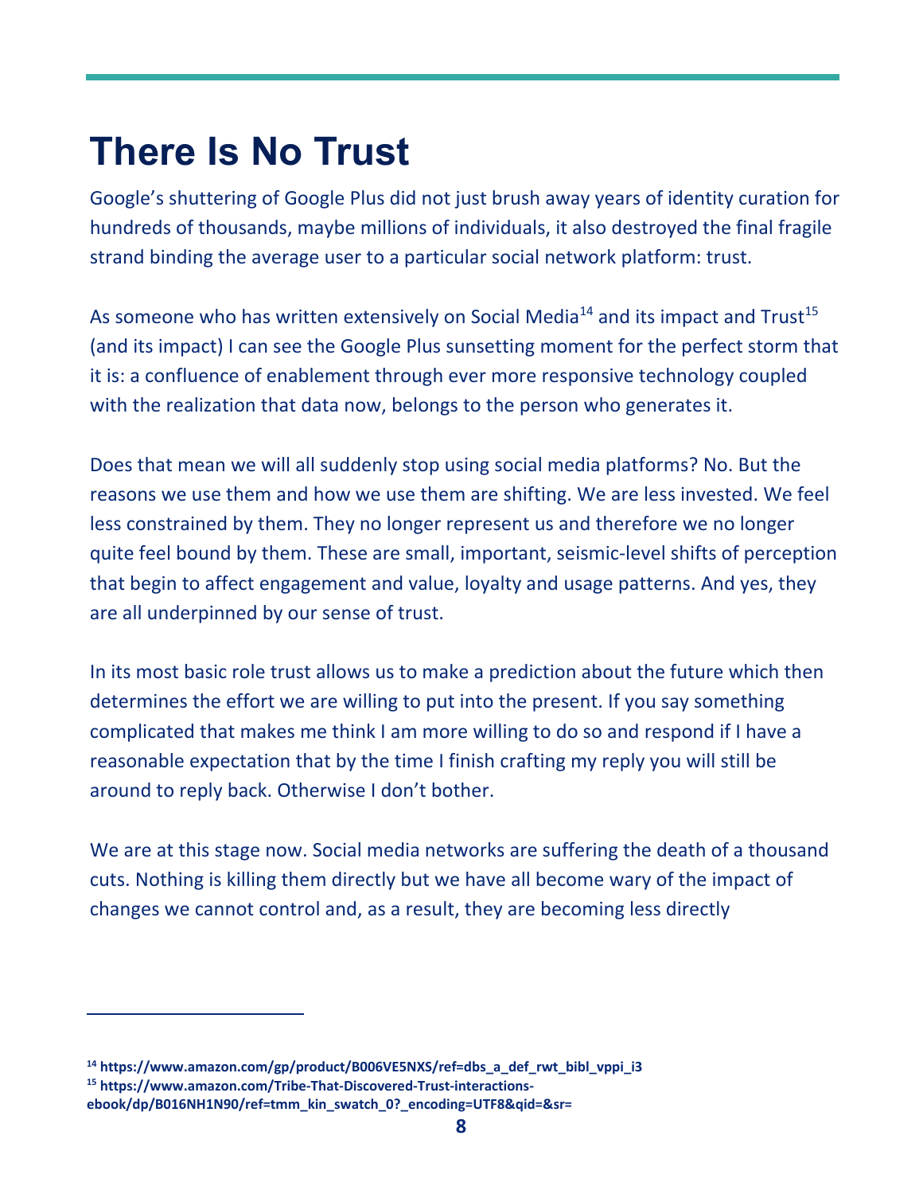# There Is No Trust

Google's shuttering of Google Plus did not just brush away years of identity curation for hundreds of thousands, maybe millions of individuals, it also destroyed the final fragile strand binding the average user to a particular social network platform: trust.

As someone who has written extensively on Social Media[14] and its impact and Trust[15] (and its impact) I can see the Google Plus sunsetting moment for the perfect storm that it is: a confluence of enablement through ever more responsive technology coupled with the realization that data now, belongs to the person who generates it.

Does that mean we will all suddenly stop using social media platforms? No. But the reasons we use them and how we use them are shifting. We are less invested. We feel less constrained by them. They no longer represent us and therefore we no longer quite feel bound by them. These are small, important, seismic-level shifts of perception that begin to affect engagement and value, loyalty and usage patterns. And yes, they are all underpinned by our sense of trust.

In its most basic role trust allows us to make a prediction about the future which then determines the effort we are willing to put into the present. If you say something complicated that makes me think I am more willing to do so and respond if I have a reasonable expectation that by the time I finish crafting my reply you will still be around to reply back. Otherwise I don't bother.

We are at this stage now. Social media networks are suffering the death of a thousand cuts. Nothing is killing them directly but we have all become wary of the impact of changes we cannot control and, as a result, they are becoming less directly

---

[14] https://www.amazon.com/gp/product/B006VE5NXS/ref=dbs_a_def_rwt_bibl_vppi_i3

[15] https://www.amazon.com/Tribe-That-Discovered-Trust-interactions-ebook/dp/B016NH1N90/ref=tmm_kin_swatch_0?_encoding=UTF8&qid=&sr=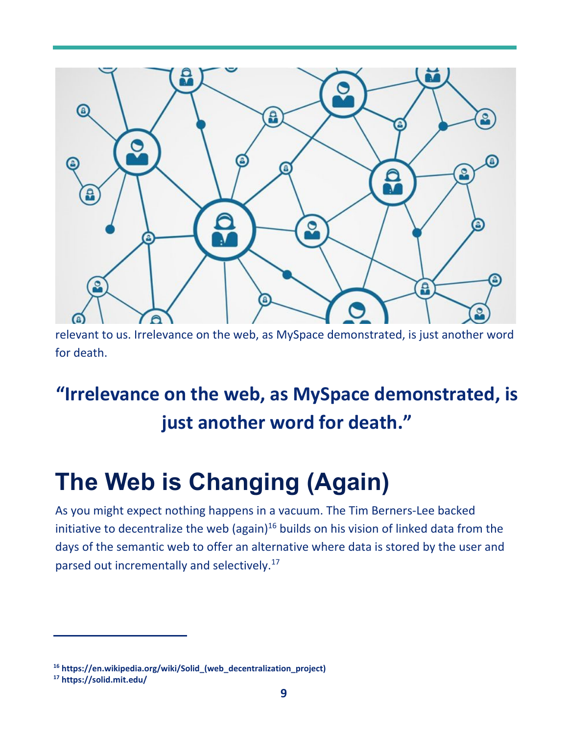relevant to us. Irrelevance on the web, as MySpace demonstrated, is just another word for death.

**“Irrelevance on the web, as MySpace demonstrated, is just another word for death.”**

# The Web is Changing (Again)

As you might expect nothing happens in a vacuum. The Tim Berners-Lee backed initiative to decentralize the web (again)[16] builds on his vision of linked data from the days of the semantic web to offer an alternative where data is stored by the user and parsed out incrementally and selectively.[17]

---

[16] **https://en.wikipedia.org/wiki/Solid_(web_decentralization_project)**
[17] **https://solid.mit.edu/**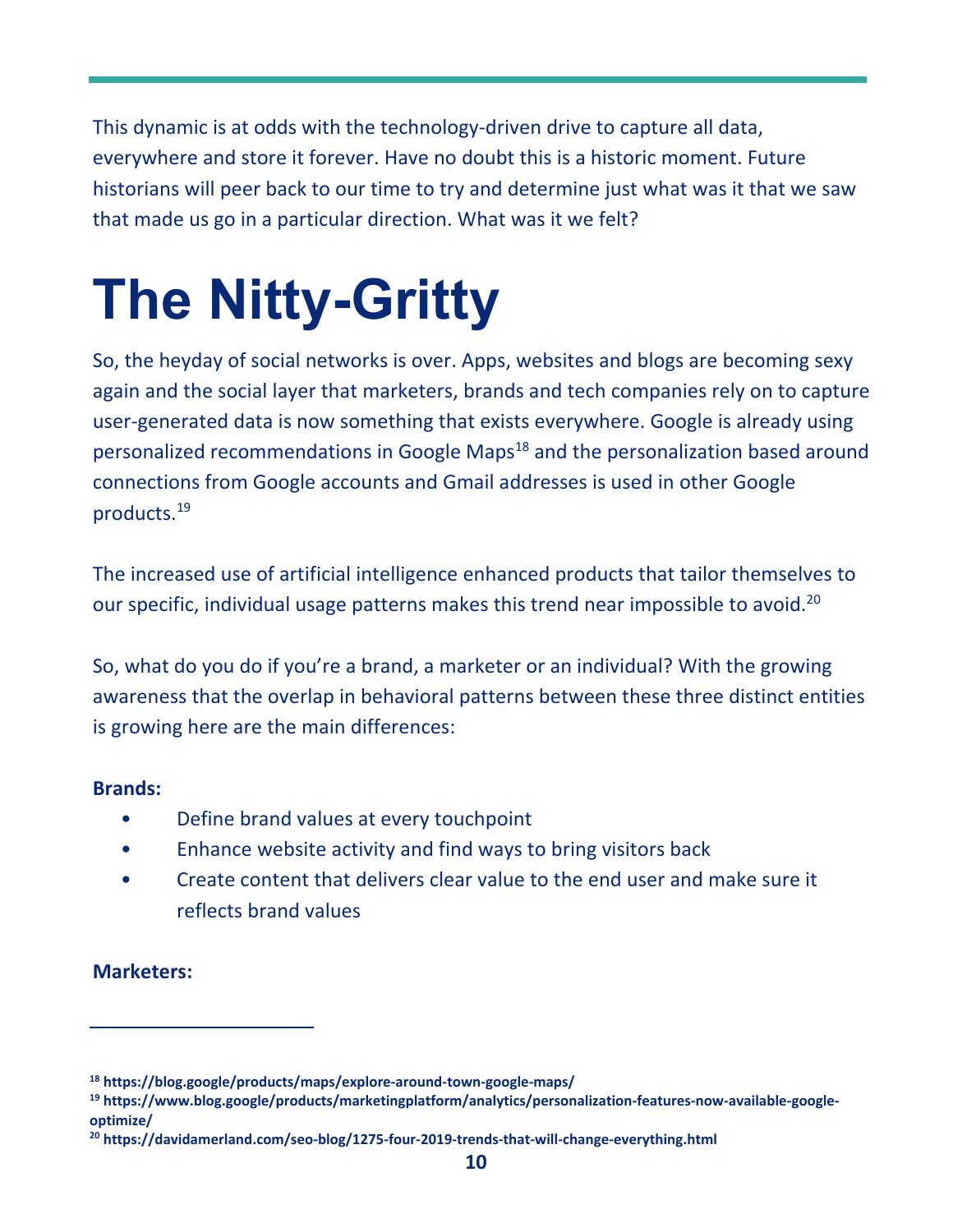This dynamic is at odds with the technology-driven drive to capture all data, everywhere and store it forever. Have no doubt this is a historic moment. Future historians will peer back to our time to try and determine just what was it that we saw that made us go in a particular direction. What was it we felt?

# The Nitty-Gritty

So, the heyday of social networks is over. Apps, websites and blogs are becoming sexy again and the social layer that marketers, brands and tech companies rely on to capture user-generated data is now something that exists everywhere. Google is already using personalized recommendations in Google Maps[18] and the personalization based around connections from Google accounts and Gmail addresses is used in other Google products.[19]

The increased use of artificial intelligence enhanced products that tailor themselves to our specific, individual usage patterns makes this trend near impossible to avoid.[20]

So, what do you do if you're a brand, a marketer or an individual? With the growing awareness that the overlap in behavioral patterns between these three distinct entities is growing here are the main differences:

**Brands:**

- Define brand values at every touchpoint
- Enhance website activity and find ways to bring visitors back
- Create content that delivers clear value to the end user and make sure it reflects brand values

**Marketers:**

---

[18] https://blog.google/products/maps/explore-around-town-google-maps/

[19] https://www.blog.google/products/marketingplatform/analytics/personalization-features-now-available-google-optimize/

[20] https://davidamerland.com/seo-blog/1275-four-2019-trends-that-will-change-everything.html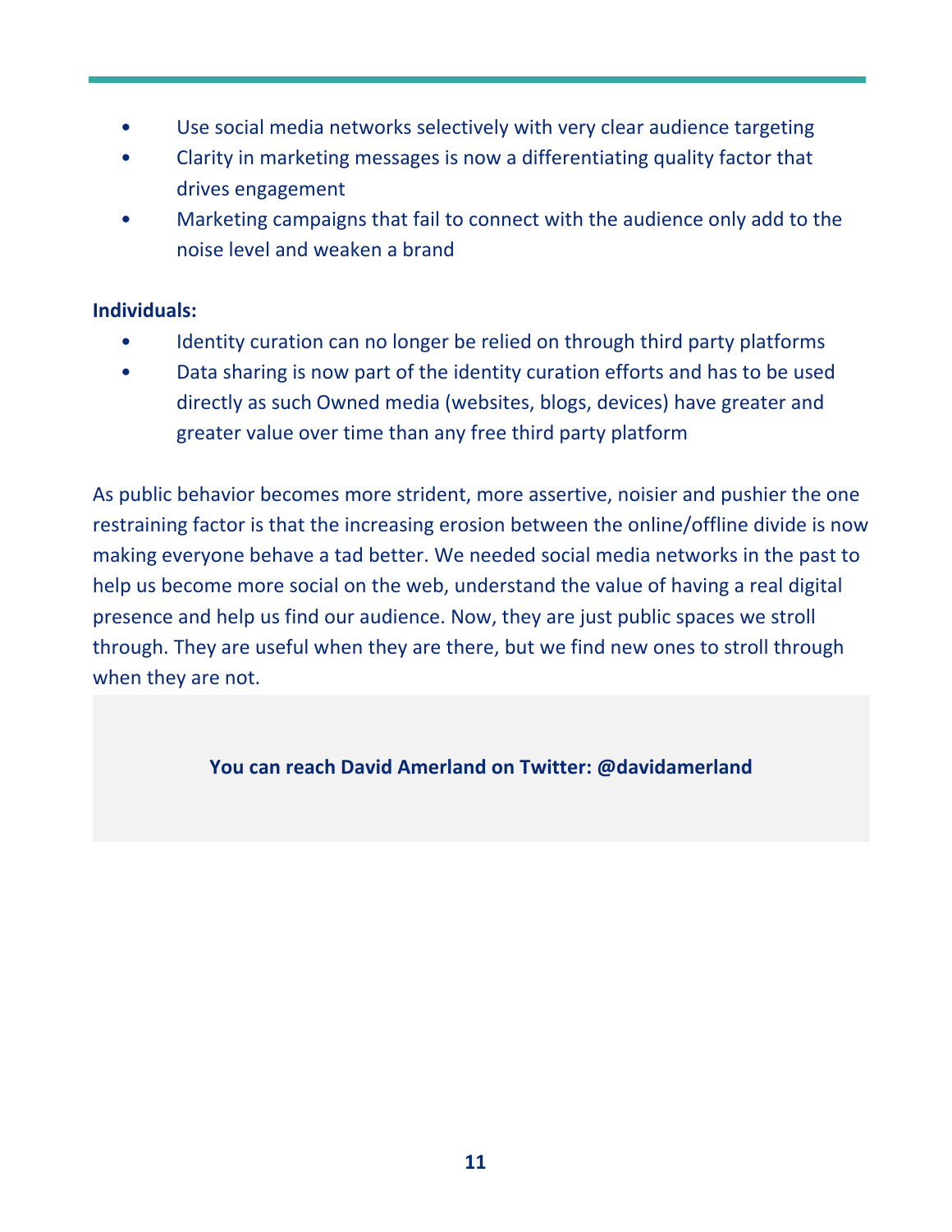- Use social media networks selectively with very clear audience targeting
- Clarity in marketing messages is now a differentiating quality factor that drives engagement
- Marketing campaigns that fail to connect with the audience only add to the noise level and weaken a brand

**Individuals:**

- Identity curation can no longer be relied on through third party platforms
- Data sharing is now part of the identity curation efforts and has to be used directly as such Owned media (websites, blogs, devices) have greater and greater value over time than any free third party platform

As public behavior becomes more strident, more assertive, noisier and pushier the one restraining factor is that the increasing erosion between the online/offline divide is now making everyone behave a tad better. We needed social media networks in the past to help us become more social on the web, understand the value of having a real digital presence and help us find our audience. Now, they are just public spaces we stroll through. They are useful when they are there, but we find new ones to stroll through when they are not.

**You can reach David Amerland on Twitter: @davidamerland**